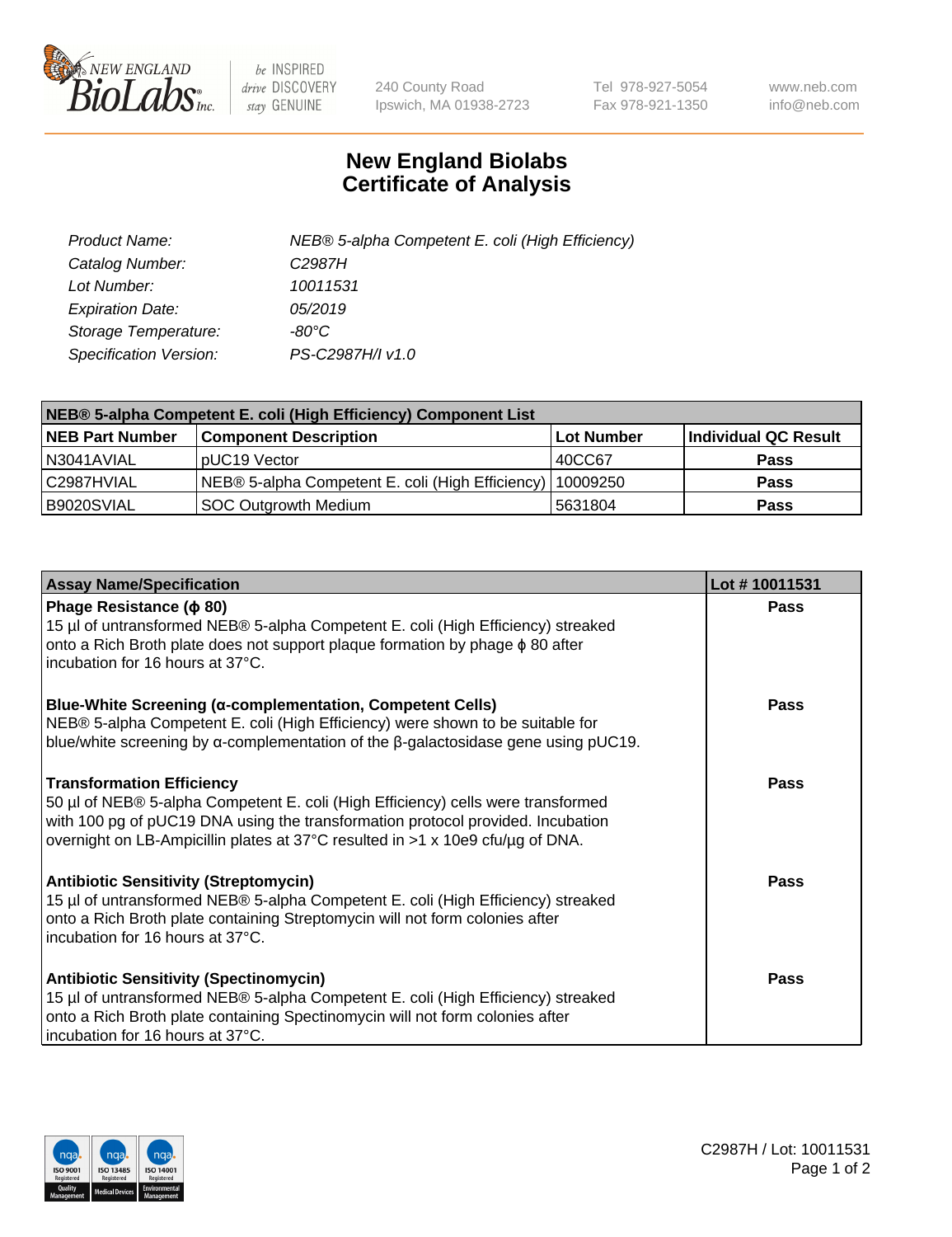# New England Biolabs Certificate of Analysis

| | |
|---|---|
| *Product Name:* | *NEB® 5-alpha Competent E. coli (High Efficiency)* |
| *Catalog Number:* | *C2987H* |
| *Lot Number:* | *10011531* |
| *Expiration Date:* | *05/2019* |
| *Storage Temperature:* | *-80°C* |
| *Specification Version:* | *PS-C2987H/I v1.0* |

| **NEB® 5-alpha Competent E. coli (High Efficiency) Component List** | | | |
|---|---|---|---|
| **NEB Part Number** | **Component Description** | **Lot Number** | **Individual QC Result** |
| N3041AVIAL | pUC19 Vector | 40CC67 | **Pass** |
| C2987HVIAL | NEB® 5-alpha Competent E. coli (High Efficiency) | 10009250 | **Pass** |
| B9020SVIAL | SOC Outgrowth Medium | 5631804 | **Pass** |

| **Assay Name/Specification** | **Lot # 10011531** |
|---|---|
| **Phage Resistance (ϕ 80)**<br>15 µl of untransformed NEB® 5-alpha Competent E. coli (High Efficiency) streaked onto a Rich Broth plate does not support plaque formation by phage ϕ 80 after incubation for 16 hours at 37°C. | **Pass** |
| **Blue-White Screening (α-complementation, Competent Cells)**<br>NEB® 5-alpha Competent E. coli (High Efficiency) were shown to be suitable for blue/white screening by α-complementation of the β-galactosidase gene using pUC19. | **Pass** |
| **Transformation Efficiency**<br>50 µl of NEB® 5-alpha Competent E. coli (High Efficiency) cells were transformed with 100 pg of pUC19 DNA using the transformation protocol provided. Incubation overnight on LB-Ampicillin plates at 37°C resulted in >1 x 10e9 cfu/µg of DNA. | **Pass** |
| **Antibiotic Sensitivity (Streptomycin)**<br>15 µl of untransformed NEB® 5-alpha Competent E. coli (High Efficiency) streaked onto a Rich Broth plate containing Streptomycin will not form colonies after incubation for 16 hours at 37°C. | **Pass** |
| **Antibiotic Sensitivity (Spectinomycin)**<br>15 µl of untransformed NEB® 5-alpha Competent E. coli (High Efficiency) streaked onto a Rich Broth plate containing Spectinomycin will not form colonies after incubation for 16 hours at 37°C. | **Pass** |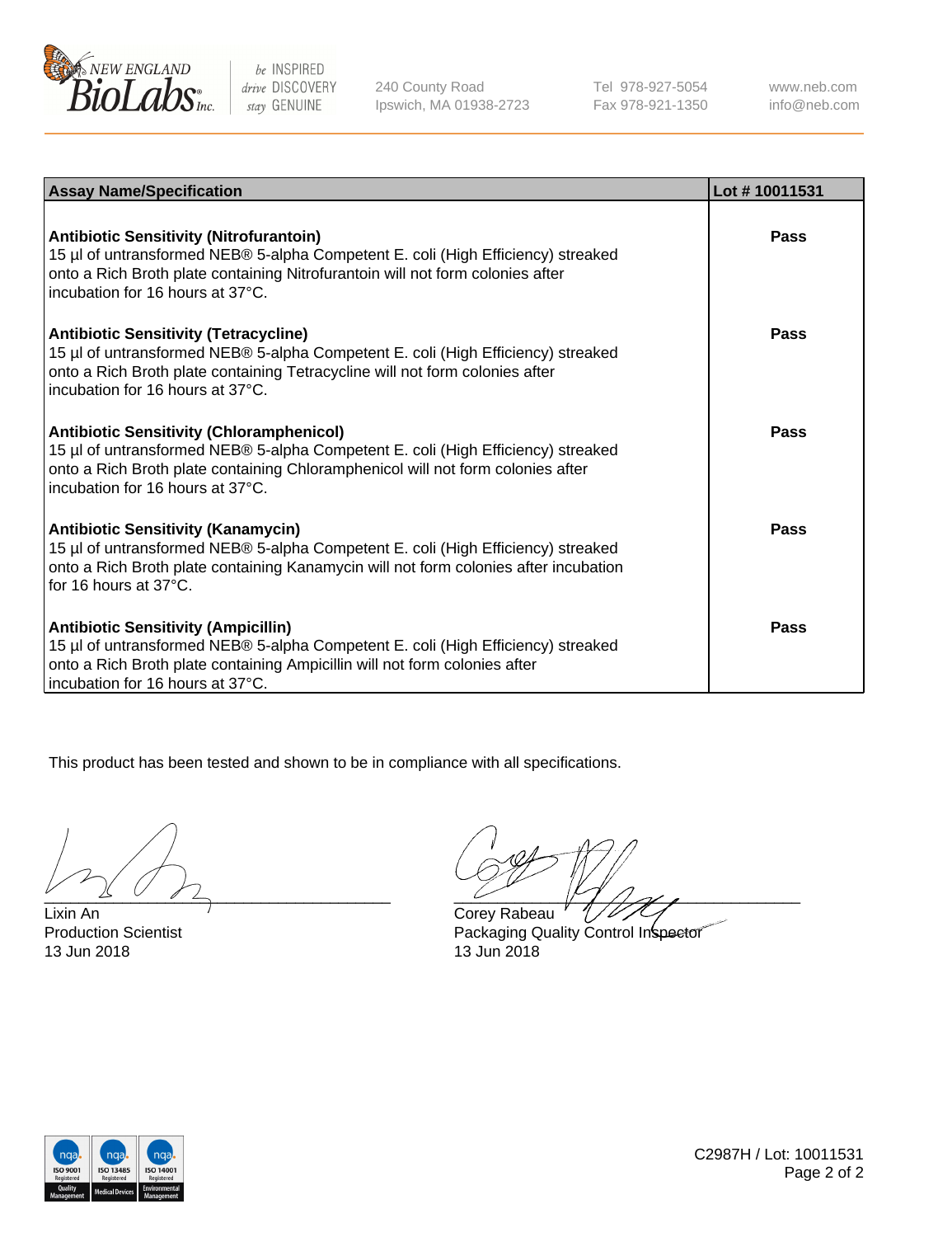| Assay Name/Specification | Lot # 10011531 |
| --- | --- |
| **Antibiotic Sensitivity (Nitrofurantoin)**<br>15 µl of untransformed NEB® 5-alpha Competent E. coli (High Efficiency) streaked onto a Rich Broth plate containing Nitrofurantoin will not form colonies after incubation for 16 hours at 37°C. | **Pass** |
| **Antibiotic Sensitivity (Tetracycline)**<br>15 µl of untransformed NEB® 5-alpha Competent E. coli (High Efficiency) streaked onto a Rich Broth plate containing Tetracycline will not form colonies after incubation for 16 hours at 37°C. | **Pass** |
| **Antibiotic Sensitivity (Chloramphenicol)**<br>15 µl of untransformed NEB® 5-alpha Competent E. coli (High Efficiency) streaked onto a Rich Broth plate containing Chloramphenicol will not form colonies after incubation for 16 hours at 37°C. | **Pass** |
| **Antibiotic Sensitivity (Kanamycin)**<br>15 µl of untransformed NEB® 5-alpha Competent E. coli (High Efficiency) streaked onto a Rich Broth plate containing Kanamycin will not form colonies after incubation for 16 hours at 37°C. | **Pass** |
| **Antibiotic Sensitivity (Ampicillin)**<br>15 µl of untransformed NEB® 5-alpha Competent E. coli (High Efficiency) streaked onto a Rich Broth plate containing Ampicillin will not form colonies after incubation for 16 hours at 37°C. | **Pass** |

This product has been tested and shown to be in compliance with all specifications.

Lixin An
Production Scientist
13 Jun 2018

Corey Rabeau
Packaging Quality Control Inspector
13 Jun 2018

C2987H / Lot: 10011531